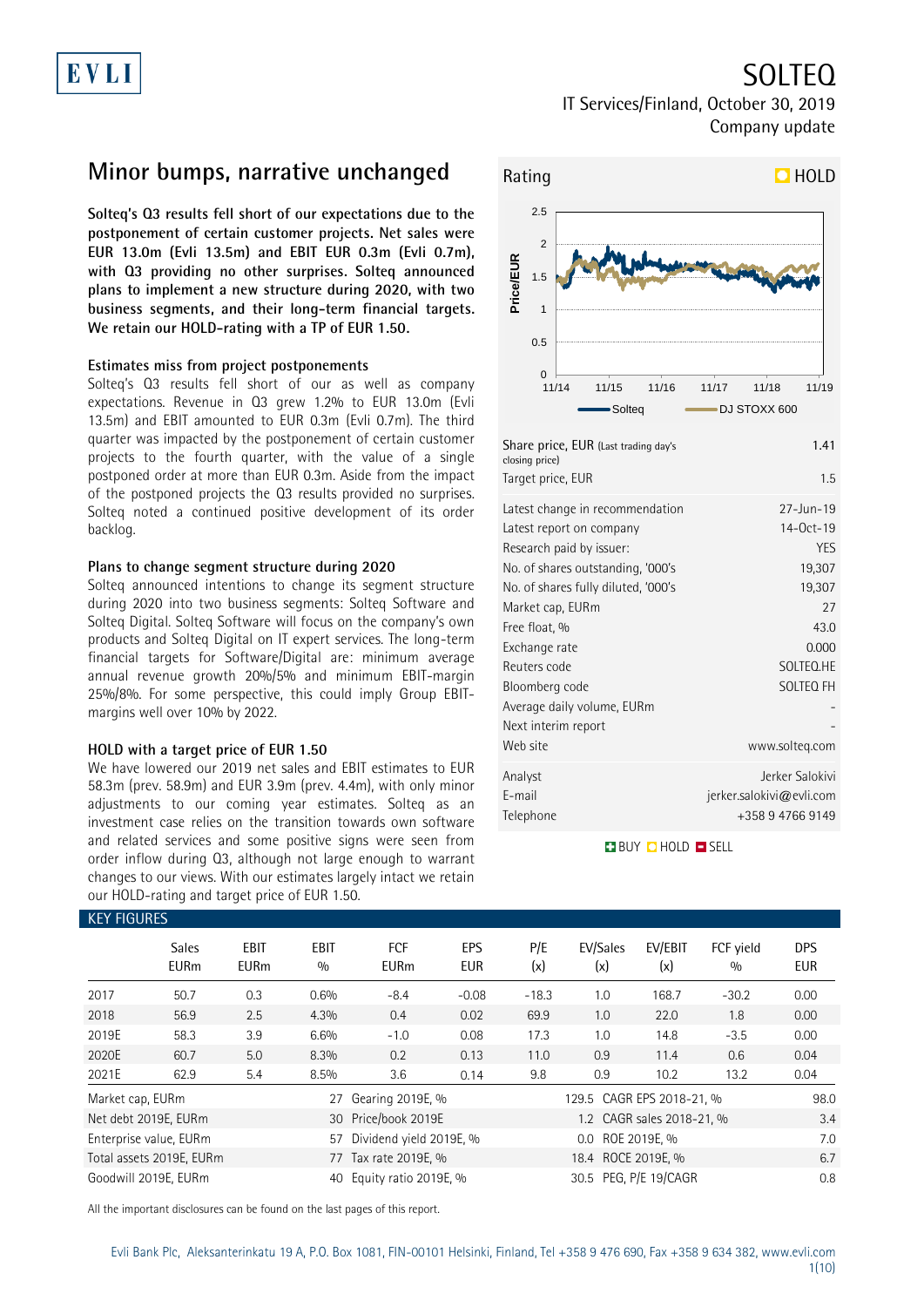# SOLTEQ

IT Services/Finland, October 30, 2019
Company update

## Minor bumps, narrative unchanged

**Solteq's Q3 results fell short of our expectations due to the postponement of certain customer projects. Net sales were EUR 13.0m (Evli 13.5m) and EBIT EUR 0.3m (Evli 0.7m), with Q3 providing no other surprises. Solteq announced plans to implement a new structure during 2020, with two business segments, and their long-term financial targets. We retain our HOLD-rating with a TP of EUR 1.50.**

### Estimates miss from project postponements

Solteq's Q3 results fell short of our as well as company expectations. Revenue in Q3 grew 1.2% to EUR 13.0m (Evli 13.5m) and EBIT amounted to EUR 0.3m (Evli 0.7m). The third quarter was impacted by the postponement of certain customer projects to the fourth quarter, with the value of a single postponed order at more than EUR 0.3m. Aside from the impact of the postponed projects the Q3 results provided no surprises. Solteq noted a continued positive development of its order backlog.

### Plans to change segment structure during 2020

Solteq announced intentions to change its segment structure during 2020 into two business segments: Solteq Software and Solteq Digital. Solteq Software will focus on the company's own products and Solteq Digital on IT expert services. The long-term financial targets for Software/Digital are: minimum average annual revenue growth 20%/5% and minimum EBIT-margin 25%/8%. For some perspective, this could imply Group EBIT-margins well over 10% by 2022.

### HOLD with a target price of EUR 1.50

We have lowered our 2019 net sales and EBIT estimates to EUR 58.3m (prev. 58.9m) and EUR 3.9m (prev. 4.4m), with only minor adjustments to our coming year estimates. Solteq as an investment case relies on the transition towards own software and related services and some positive signs were seen from order inflow during Q3, although not large enough to warrant changes to our views. With our estimates largely intact we retain our HOLD-rating and target price of EUR 1.50.

**Rating: HOLD**

| | |
|---|---|
| Share price, EUR (Last trading day's closing price) | 1.41 |
| Target price, EUR | 1.5 |
| Latest change in recommendation | 27-Jun-19 |
| Latest report on company | 14-Oct-19 |
| Research paid by issuer: | YES |
| No. of shares outstanding, '000's | 19,307 |
| No. of shares fully diluted, '000's | 19,307 |
| Market cap, EURm | 27 |
| Free float, % | 43.0 |
| Exchange rate | 0.000 |
| Reuters code | SOLTEQ.HE |
| Bloomberg code | SOLTEQ FH |
| Average daily volume, EURm | - |
| Next interim report | - |
| Web site | www.solteq.com |
| Analyst | Jerker Salokivi |
| E-mail | jerker.salokivi@evli.com |
| Telephone | +358 9 4766 9149 |

### KEY FIGURES

| | Sales EURm | EBIT EURm | EBIT % | FCF EURm | EPS EUR | P/E (x) | EV/Sales (x) | EV/EBIT (x) | FCF yield % | DPS EUR |
|---|---|---|---|---|---|---|---|---|---|---|
| 2017 | 50.7 | 0.3 | 0.6% | -8.4 | -0.08 | -18.3 | 1.0 | 168.7 | -30.2 | 0.00 |
| 2018 | 56.9 | 2.5 | 4.3% | 0.4 | 0.02 | 69.9 | 1.0 | 22.0 | 1.8 | 0.00 |
| 2019E | 58.3 | 3.9 | 6.6% | -1.0 | 0.08 | 17.3 | 1.0 | 14.8 | -3.5 | 0.00 |
| 2020E | 60.7 | 5.0 | 8.3% | 0.2 | 0.13 | 11.0 | 0.9 | 11.4 | 0.6 | 0.04 |
| 2021E | 62.9 | 5.4 | 8.5% | 3.6 | 0.14 | 9.8 | 0.9 | 10.2 | 13.2 | 0.04 |

| | | | | | |
|---|---|---|---|---|---|
| Market cap, EURm | 27 | Gearing 2019E, % | 129.5 | CAGR EPS 2018-21, % | 98.0 |
| Net debt 2019E, EURm | 30 | Price/book 2019E | 1.2 | CAGR sales 2018-21, % | 3.4 |
| Enterprise value, EURm | 57 | Dividend yield 2019E, % | 0.0 | ROE 2019E, % | 7.0 |
| Total assets 2019E, EURm | 77 | Tax rate 2019E, % | 18.4 | ROCE 2019E, % | 6.7 |
| Goodwill 2019E, EURm | 40 | Equity ratio 2019E, % | 30.5 | PEG, P/E 19/CAGR | 0.8 |

All the important disclosures can be found on the last pages of this report.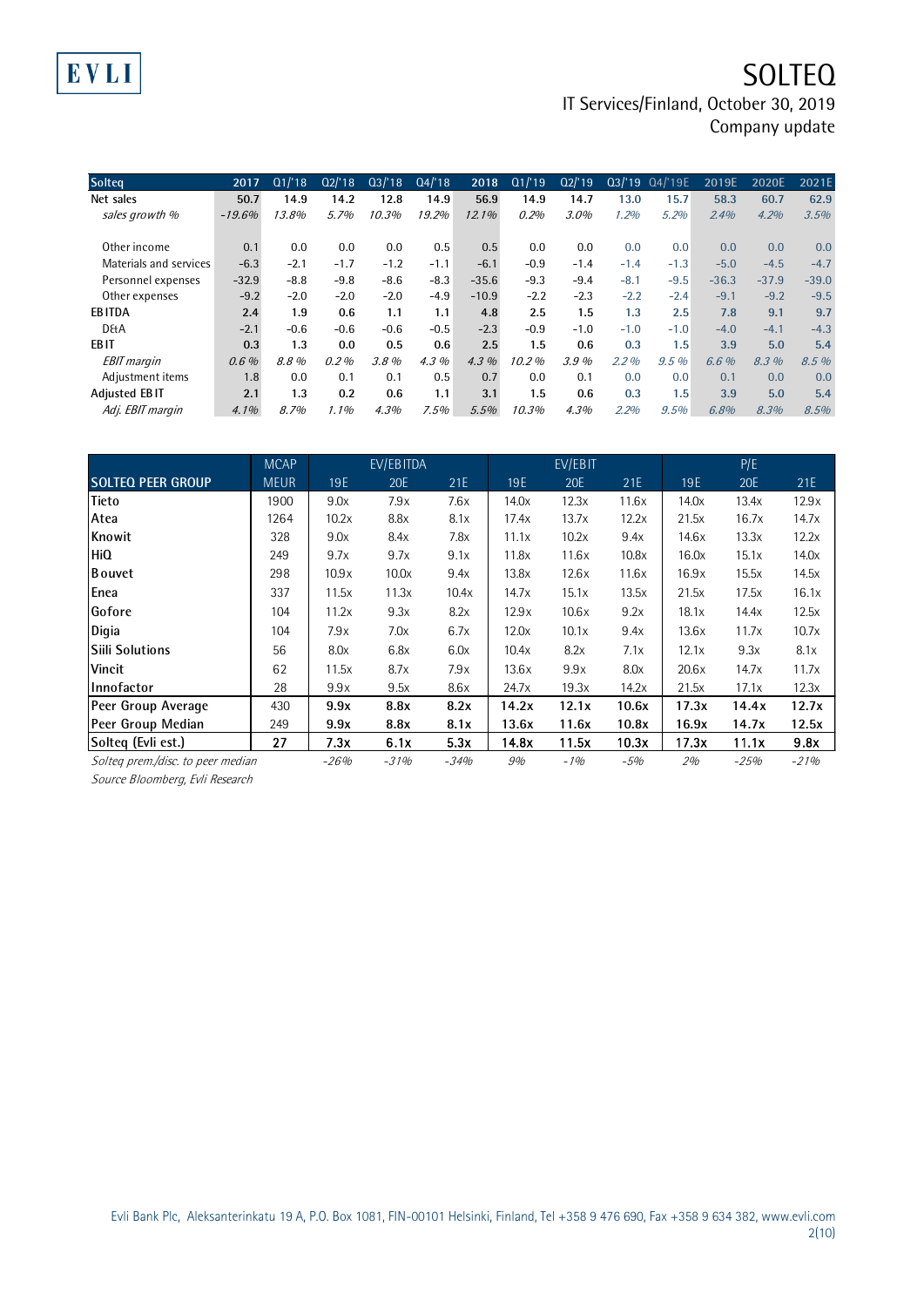| Solteq | 2017 | Q1/'18 | Q2/'18 | Q3/'18 | Q4/'18 | 2018 | Q1/'19 | Q2/'19 | Q3/'19 | Q4/'19E | 2019E | 2020E | 2021E |
|---|---|---|---|---|---|---|---|---|---|---|---|---|---|
| Net sales | 50.7 | 14.9 | 14.2 | 12.8 | 14.9 | 56.9 | 14.9 | 14.7 | 13.0 | 15.7 | 58.3 | 60.7 | 62.9 |
| *sales growth %* | *-19.6%* | *13.8%* | *5.7%* | *10.3%* | *19.2%* | *12.1%* | *0.2%* | *3.0%* | *1.2%* | *5.2%* | *2.4%* | *4.2%* | *3.5%* |
| | | | | | | | | | | | | | |
| Other income | 0.1 | 0.0 | 0.0 | 0.0 | 0.5 | 0.5 | 0.0 | 0.0 | 0.0 | 0.0 | 0.0 | 0.0 | 0.0 |
| Materials and services | -6.3 | -2.1 | -1.7 | -1.2 | -1.1 | -6.1 | -0.9 | -1.4 | -1.4 | -1.3 | -5.0 | -4.5 | -4.7 |
| Personnel expenses | -32.9 | -8.8 | -9.8 | -8.6 | -8.3 | -35.6 | -9.3 | -9.4 | -8.1 | -9.5 | -36.3 | -37.9 | -39.0 |
| Other expenses | -9.2 | -2.0 | -2.0 | -2.0 | -4.9 | -10.9 | -2.2 | -2.3 | -2.2 | -2.4 | -9.1 | -9.2 | -9.5 |
| **EBITDA** | **2.4** | **1.9** | **0.6** | **1.1** | **1.1** | **4.8** | **2.5** | **1.5** | **1.3** | **2.5** | **7.8** | **9.1** | **9.7** |
| D&A | -2.1 | -0.6 | -0.6 | -0.6 | -0.5 | -2.3 | -0.9 | -1.0 | -1.0 | -1.0 | -4.0 | -4.1 | -4.3 |
| **EBIT** | **0.3** | **1.3** | **0.0** | **0.5** | **0.6** | **2.5** | **1.5** | **0.6** | **0.3** | **1.5** | **3.9** | **5.0** | **5.4** |
| *EBIT margin* | *0.6 %* | *8.8 %* | *0.2 %* | *3.8 %* | *4.3 %* | *4.3 %* | *10.2 %* | *3.9 %* | *2.2 %* | *9.5 %* | *6.6 %* | *8.3 %* | *8.5 %* |
| Adjustment items | 1.8 | 0.0 | 0.1 | 0.1 | 0.5 | 0.7 | 0.0 | 0.1 | 0.0 | 0.0 | 0.1 | 0.0 | 0.0 |
| **Adjusted EBIT** | **2.1** | **1.3** | **0.2** | **0.6** | **1.1** | **3.1** | **1.5** | **0.6** | **0.3** | **1.5** | **3.9** | **5.0** | **5.4** |
| *Adj. EBIT margin* | *4.1%* | *8.7%* | *1.1%* | *4.3%* | *7.5%* | *5.5%* | *10.3%* | *4.3%* | *2.2%* | *9.5%* | *6.8%* | *8.3%* | *8.5%* |

| | MCAP | EV/EBITDA | | | EV/EBIT | | | P/E | | |
|---|---|---|---|---|---|---|---|---|---|---|
| **SOLTEQ PEER GROUP** | MEUR | 19E | 20E | 21E | 19E | 20E | 21E | 19E | 20E | 21E |
| Tieto | 1900 | 9.0x | 7.9x | 7.6x | 14.0x | 12.3x | 11.6x | 14.0x | 13.4x | 12.9x |
| Atea | 1264 | 10.2x | 8.8x | 8.1x | 17.4x | 13.7x | 12.2x | 21.5x | 16.7x | 14.7x |
| Knowit | 328 | 9.0x | 8.4x | 7.8x | 11.1x | 10.2x | 9.4x | 14.6x | 13.3x | 12.2x |
| HiQ | 249 | 9.7x | 9.7x | 9.1x | 11.8x | 11.6x | 10.8x | 16.0x | 15.1x | 14.0x |
| Bouvet | 298 | 10.9x | 10.0x | 9.4x | 13.8x | 12.6x | 11.6x | 16.9x | 15.5x | 14.5x |
| Enea | 337 | 11.5x | 11.3x | 10.4x | 14.7x | 15.1x | 13.5x | 21.5x | 17.5x | 16.1x |
| Gofore | 104 | 11.2x | 9.3x | 8.2x | 12.9x | 10.6x | 9.2x | 18.1x | 14.4x | 12.5x |
| Digia | 104 | 7.9x | 7.0x | 6.7x | 12.0x | 10.1x | 9.4x | 13.6x | 11.7x | 10.7x |
| Siili Solutions | 56 | 8.0x | 6.8x | 6.0x | 10.4x | 8.2x | 7.1x | 12.1x | 9.3x | 8.1x |
| Vincit | 62 | 11.5x | 8.7x | 7.9x | 13.6x | 9.9x | 8.0x | 20.6x | 14.7x | 11.7x |
| Innofactor | 28 | 9.9x | 9.5x | 8.6x | 24.7x | 19.3x | 14.2x | 21.5x | 17.1x | 12.3x |
| Peer Group Average | 430 | **9.9x** | **8.8x** | **8.2x** | **14.2x** | **12.1x** | **10.6x** | **17.3x** | **14.4x** | **12.7x** |
| Peer Group Median | 249 | **9.9x** | **8.8x** | **8.1x** | **13.6x** | **11.6x** | **10.8x** | **16.9x** | **14.7x** | **12.5x** |
| Solteq (Evli est.) | **27** | **7.3x** | **6.1x** | **5.3x** | **14.8x** | **11.5x** | **10.3x** | **17.3x** | **11.1x** | **9.8x** |
| *Solteq prem./disc. to peer median* | | *-26%* | *-31%* | *-34%* | *9%* | *-1%* | *-5%* | *2%* | *-25%* | *-21%* |

*Source Bloomberg, Evli Research*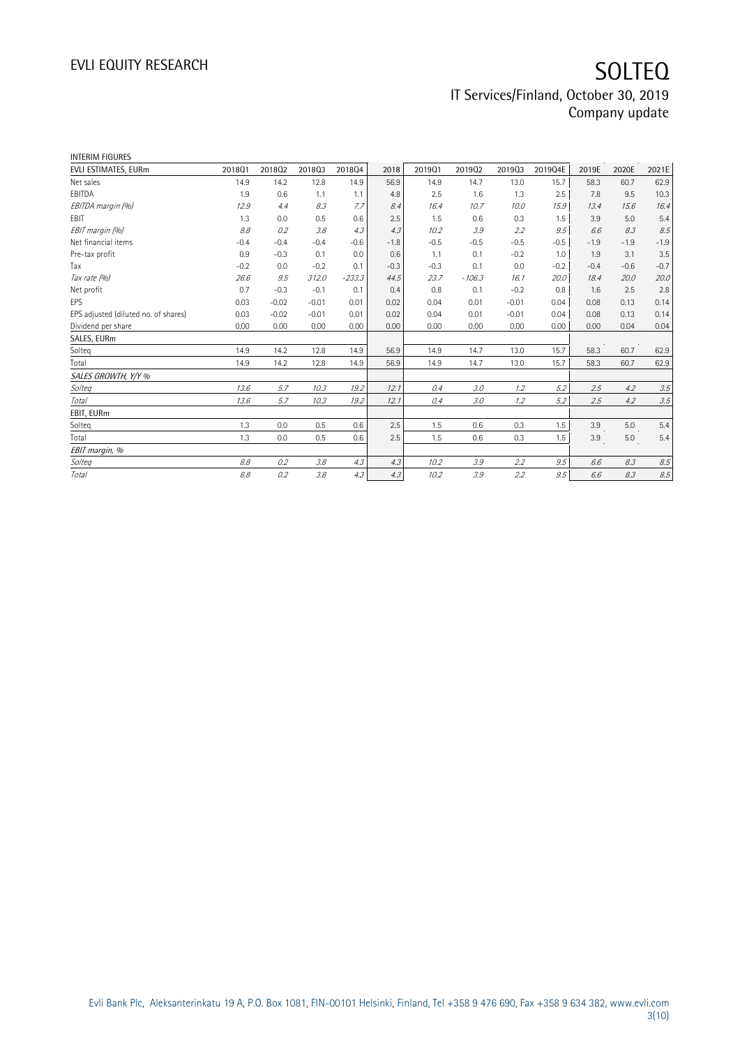INTERIM FIGURES

| EVLI ESTIMATES, EURm | 2018Q1 | 2018Q2 | 2018Q3 | 2018Q4 | 2018 | 2019Q1 | 2019Q2 | 2019Q3 | 2019Q4E | 2019E | 2020E | 2021E |
|---|---|---|---|---|---|---|---|---|---|---|---|---|
| Net sales | 14.9 | 14.2 | 12.8 | 14.9 | 56.9 | 14.9 | 14.7 | 13.0 | 15.7 | 58.3 | 60.7 | 62.9 |
| EBITDA | 1.9 | 0.6 | 1.1 | 1.1 | 4.8 | 2.5 | 1.6 | 1.3 | 2.5 | 7.8 | 9.5 | 10.3 |
| *EBITDA margin (%)* | *12.9* | *4.4* | *8.3* | *7.7* | *8.4* | *16.4* | *10.7* | *10.0* | *15.9* | *13.4* | *15.6* | *16.4* |
| EBIT | 1.3 | 0.0 | 0.5 | 0.6 | 2.5 | 1.5 | 0.6 | 0.3 | 1.5 | 3.9 | 5.0 | 5.4 |
| *EBIT margin (%)* | *8.8* | *0.2* | *3.8* | *4.3* | *4.3* | *10.2* | *3.9* | *2.2* | *9.5* | *6.6* | *8.3* | *8.5* |
| Net financial items | -0.4 | -0.4 | -0.4 | -0.6 | -1.8 | -0.5 | -0.5 | -0.5 | -0.5 | -1.9 | -1.9 | -1.9 |
| Pre-tax profit | 0.9 | -0.3 | 0.1 | 0.0 | 0.6 | 1.1 | 0.1 | -0.2 | 1.0 | 1.9 | 3.1 | 3.5 |
| Tax | -0.2 | 0.0 | -0.2 | 0.1 | -0.3 | -0.3 | 0.1 | 0.0 | -0.2 | -0.4 | -0.6 | -0.7 |
| *Tax rate (%)* | *26.6* | *9.5* | *312.0* | *-233.3* | *44.5* | *23.7* | *-106.3* | *16.1* | *20.0* | *18.4* | *20.0* | *20.0* |
| Net profit | 0.7 | -0.3 | -0.1 | 0.1 | 0.4 | 0.8 | 0.1 | -0.2 | 0.8 | 1.6 | 2.5 | 2.8 |
| EPS | 0.03 | -0.02 | -0.01 | 0.01 | 0.02 | 0.04 | 0.01 | -0.01 | 0.04 | 0.08 | 0.13 | 0.14 |
| EPS adjusted (diluted no. of shares) | 0.03 | -0.02 | -0.01 | 0.01 | 0.02 | 0.04 | 0.01 | -0.01 | 0.04 | 0.08 | 0.13 | 0.14 |
| Dividend per share | 0.00 | 0.00 | 0.00 | 0.00 | 0.00 | 0.00 | 0.00 | 0.00 | 0.00 | 0.00 | 0.04 | 0.04 |
| **SALES, EURm** | | | | | | | | | | | | |
| Solteq | 14.9 | 14.2 | 12.8 | 14.9 | 56.9 | 14.9 | 14.7 | 13.0 | 15.7 | 58.3 | 60.7 | 62.9 |
| Total | 14.9 | 14.2 | 12.8 | 14.9 | 56.9 | 14.9 | 14.7 | 13.0 | 15.7 | 58.3 | 60.7 | 62.9 |
| *SALES GROWTH, Y/Y %* | | | | | | | | | | | | |
| *Solteq* | *13.6* | *5.7* | *10.3* | *19.2* | *12.1* | *0.4* | *3.0* | *1.2* | *5.2* | *2.5* | *4.2* | *3.5* |
| *Total* | *13.6* | *5.7* | *10.3* | *19.2* | *12.1* | *0.4* | *3.0* | *1.2* | *5.2* | *2.5* | *4.2* | *3.5* |
| **EBIT, EURm** | | | | | | | | | | | | |
| Solteq | 1.3 | 0.0 | 0.5 | 0.6 | 2.5 | 1.5 | 0.6 | 0.3 | 1.5 | 3.9 | 5.0 | 5.4 |
| Total | 1.3 | 0.0 | 0.5 | 0.6 | 2.5 | 1.5 | 0.6 | 0.3 | 1.5 | 3.9 | 5.0 | 5.4 |
| *EBIT margin, %* | | | | | | | | | | | | |
| *Solteq* | *8.8* | *0.2* | *3.8* | *4.3* | *4.3* | *10.2* | *3.9* | *2.2* | *9.5* | *6.6* | *8.3* | *8.5* |
| *Total* | *8.8* | *0.2* | *3.8* | *4.3* | *4.3* | *10.2* | *3.9* | *2.2* | *9.5* | *6.6* | *8.3* | *8.5* |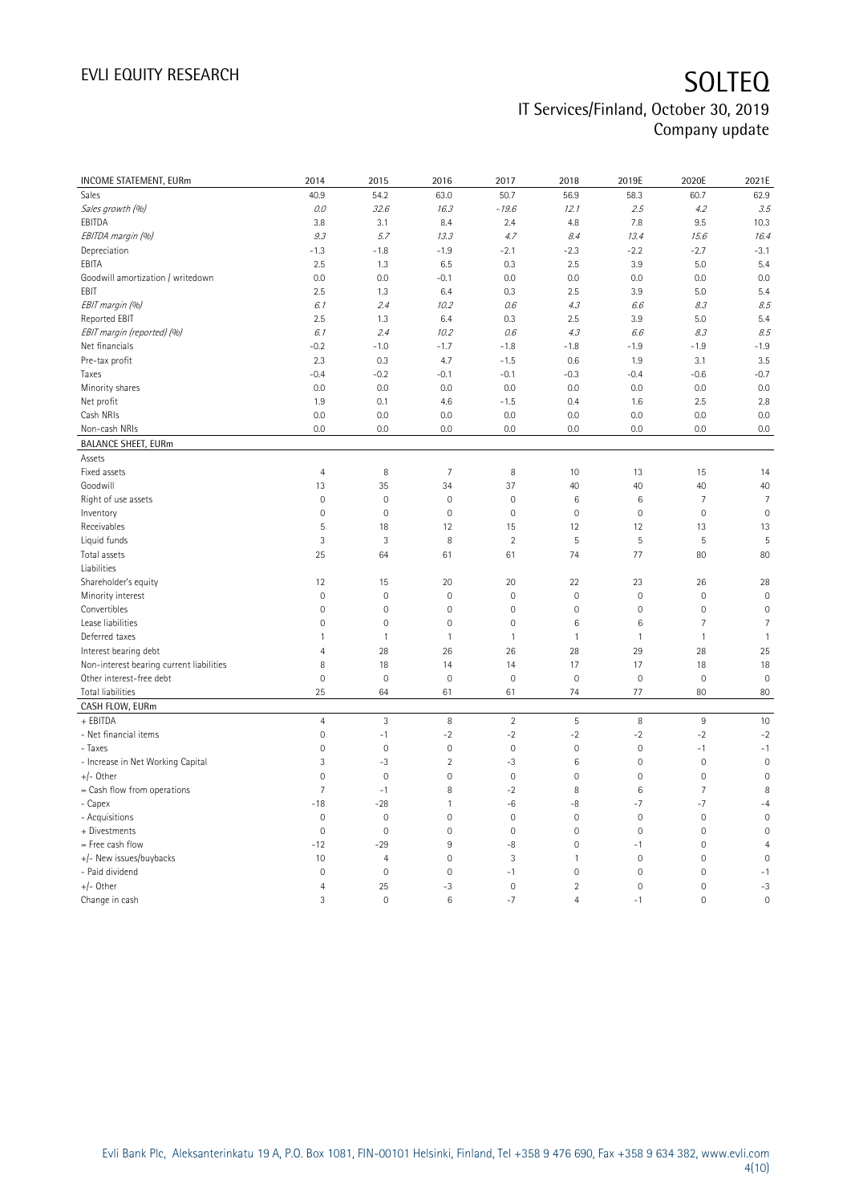| INCOME STATEMENT, EURm | 2014 | 2015 | 2016 | 2017 | 2018 | 2019E | 2020E | 2021E |
|---|---|---|---|---|---|---|---|---|
| Sales | 40.9 | 54.2 | 63.0 | 50.7 | 56.9 | 58.3 | 60.7 | 62.9 |
| *Sales growth (%)* | *0.0* | *32.6* | *16.3* | *-19.6* | *12.1* | *2.5* | *4.2* | *3.5* |
| EBITDA | 3.8 | 3.1 | 8.4 | 2.4 | 4.8 | 7.8 | 9.5 | 10.3 |
| *EBITDA margin (%)* | *9.3* | *5.7* | *13.3* | *4.7* | *8.4* | *13.4* | *15.6* | *16.4* |
| Depreciation | -1.3 | -1.8 | -1.9 | -2.1 | -2.3 | -2.2 | -2.7 | -3.1 |
| EBITA | 2.5 | 1.3 | 6.5 | 0.3 | 2.5 | 3.9 | 5.0 | 5.4 |
| Goodwill amortization / writedown | 0.0 | 0.0 | -0.1 | 0.0 | 0.0 | 0.0 | 0.0 | 0.0 |
| EBIT | 2.5 | 1.3 | 6.4 | 0.3 | 2.5 | 3.9 | 5.0 | 5.4 |
| *EBIT margin (%)* | *6.1* | *2.4* | *10.2* | *0.6* | *4.3* | *6.6* | *8.3* | *8.5* |
| Reported EBIT | 2.5 | 1.3 | 6.4 | 0.3 | 2.5 | 3.9 | 5.0 | 5.4 |
| *EBIT margin (reported) (%)* | *6.1* | *2.4* | *10.2* | *0.6* | *4.3* | *6.6* | *8.3* | *8.5* |
| Net financials | -0.2 | -1.0 | -1.7 | -1.8 | -1.8 | -1.9 | -1.9 | -1.9 |
| Pre-tax profit | 2.3 | 0.3 | 4.7 | -1.5 | 0.6 | 1.9 | 3.1 | 3.5 |
| Taxes | -0.4 | -0.2 | -0.1 | -0.1 | -0.3 | -0.4 | -0.6 | -0.7 |
| Minority shares | 0.0 | 0.0 | 0.0 | 0.0 | 0.0 | 0.0 | 0.0 | 0.0 |
| Net profit | 1.9 | 0.1 | 4.6 | -1.5 | 0.4 | 1.6 | 2.5 | 2.8 |
| Cash NRIs | 0.0 | 0.0 | 0.0 | 0.0 | 0.0 | 0.0 | 0.0 | 0.0 |
| Non-cash NRIs | 0.0 | 0.0 | 0.0 | 0.0 | 0.0 | 0.0 | 0.0 | 0.0 |
| **BALANCE SHEET, EURm** | | | | | | | | |
| Assets | | | | | | | | |
| Fixed assets | 4 | 8 | 7 | 8 | 10 | 13 | 15 | 14 |
| Goodwill | 13 | 35 | 34 | 37 | 40 | 40 | 40 | 40 |
| Right of use assets | 0 | 0 | 0 | 0 | 6 | 6 | 7 | 7 |
| Inventory | 0 | 0 | 0 | 0 | 0 | 0 | 0 | 0 |
| Receivables | 5 | 18 | 12 | 15 | 12 | 12 | 13 | 13 |
| Liquid funds | 3 | 3 | 8 | 2 | 5 | 5 | 5 | 5 |
| Total assets | 25 | 64 | 61 | 61 | 74 | 77 | 80 | 80 |
| Liabilities | | | | | | | | |
| Shareholder's equity | 12 | 15 | 20 | 20 | 22 | 23 | 26 | 28 |
| Minority interest | 0 | 0 | 0 | 0 | 0 | 0 | 0 | 0 |
| Convertibles | 0 | 0 | 0 | 0 | 0 | 0 | 0 | 0 |
| Lease liabilities | 0 | 0 | 0 | 0 | 6 | 6 | 7 | 7 |
| Deferred taxes | 1 | 1 | 1 | 1 | 1 | 1 | 1 | 1 |
| Interest bearing debt | 4 | 28 | 26 | 26 | 28 | 29 | 28 | 25 |
| Non-interest bearing current liabilities | 8 | 18 | 14 | 14 | 17 | 17 | 18 | 18 |
| Other interest-free debt | 0 | 0 | 0 | 0 | 0 | 0 | 0 | 0 |
| Total liabilities | 25 | 64 | 61 | 61 | 74 | 77 | 80 | 80 |
| **CASH FLOW, EURm** | | | | | | | | |
| + EBITDA | 4 | 3 | 8 | 2 | 5 | 8 | 9 | 10 |
| - Net financial items | 0 | -1 | -2 | -2 | -2 | -2 | -2 | -2 |
| - Taxes | 0 | 0 | 0 | 0 | 0 | 0 | -1 | -1 |
| - Increase in Net Working Capital | 3 | -3 | 2 | -3 | 6 | 0 | 0 | 0 |
| +/- Other | 0 | 0 | 0 | 0 | 0 | 0 | 0 | 0 |
| = Cash flow from operations | 7 | -1 | 8 | -2 | 8 | 6 | 7 | 8 |
| - Capex | -18 | -28 | 1 | -6 | -8 | -7 | -7 | -4 |
| - Acquisitions | 0 | 0 | 0 | 0 | 0 | 0 | 0 | 0 |
| + Divestments | 0 | 0 | 0 | 0 | 0 | 0 | 0 | 0 |
| = Free cash flow | -12 | -29 | 9 | -8 | 0 | -1 | 0 | 4 |
| +/- New issues/buybacks | 10 | 4 | 0 | 3 | 1 | 0 | 0 | 0 |
| - Paid dividend | 0 | 0 | 0 | -1 | 0 | 0 | 0 | -1 |
| +/- Other | 4 | 25 | -3 | 0 | 2 | 0 | 0 | -3 |
| Change in cash | 3 | 0 | 6 | -7 | 4 | -1 | 0 | 0 |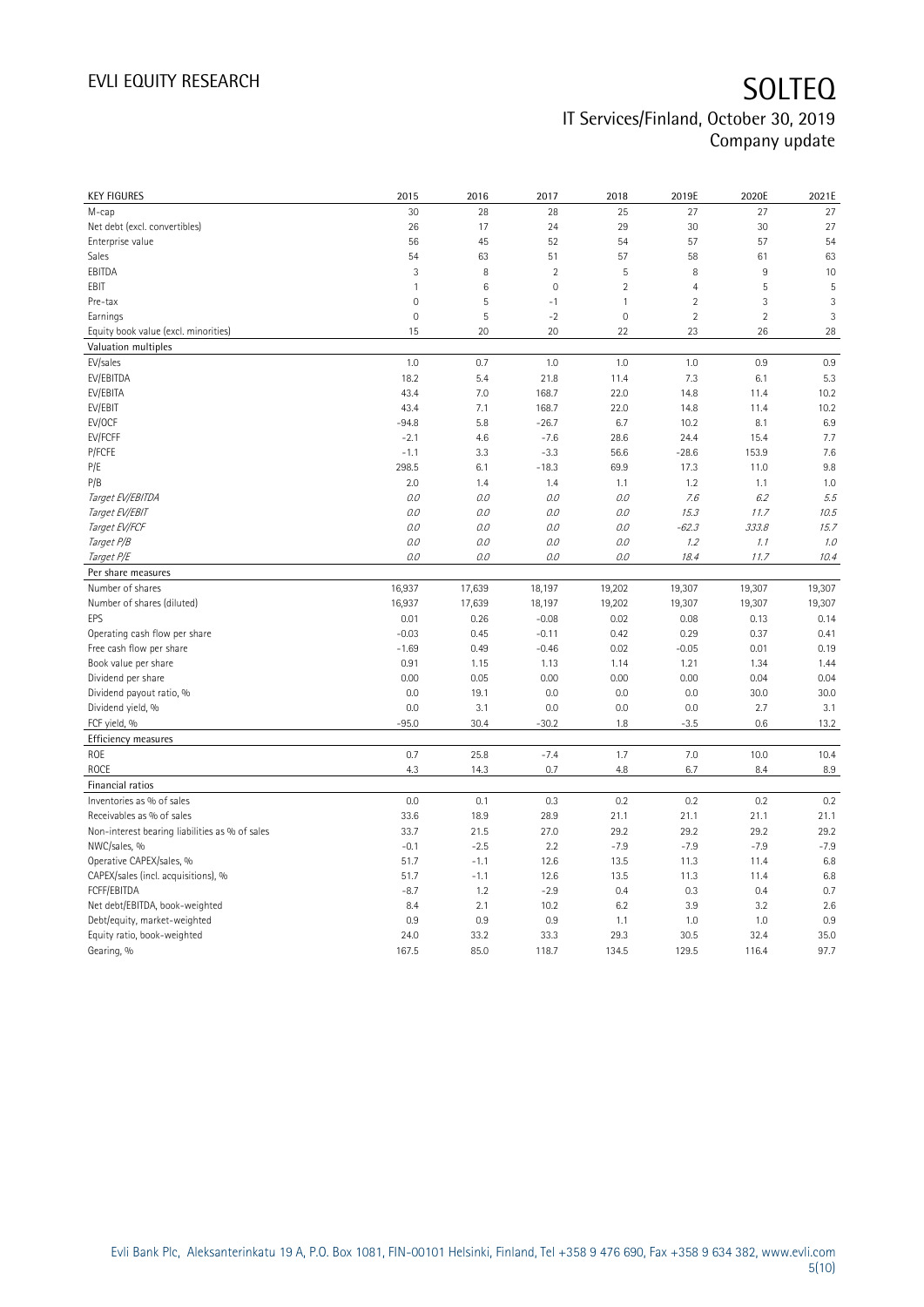# EVLI EQUITY RESEARCH

# SOLTEQ

## IT Services/Finland, October 30, 2019
## Company update

| KEY FIGURES | 2015 | 2016 | 2017 | 2018 | 2019E | 2020E | 2021E |
|---|---|---|---|---|---|---|---|
| M-cap | 30 | 28 | 28 | 25 | 27 | 27 | 27 |
| Net debt (excl. convertibles) | 26 | 17 | 24 | 29 | 30 | 30 | 27 |
| Enterprise value | 56 | 45 | 52 | 54 | 57 | 57 | 54 |
| Sales | 54 | 63 | 51 | 57 | 58 | 61 | 63 |
| EBITDA | 3 | 8 | 2 | 5 | 8 | 9 | 10 |
| EBIT | 1 | 6 | 0 | 2 | 4 | 5 | 5 |
| Pre-tax | 0 | 5 | -1 | 1 | 2 | 3 | 3 |
| Earnings | 0 | 5 | -2 | 0 | 2 | 2 | 3 |
| Equity book value (excl. minorities) | 15 | 20 | 20 | 22 | 23 | 26 | 28 |
| **Valuation multiples** | | | | | | | |
| EV/sales | 1.0 | 0.7 | 1.0 | 1.0 | 1.0 | 0.9 | 0.9 |
| EV/EBITDA | 18.2 | 5.4 | 21.8 | 11.4 | 7.3 | 6.1 | 5.3 |
| EV/EBITA | 43.4 | 7.0 | 168.7 | 22.0 | 14.8 | 11.4 | 10.2 |
| EV/EBIT | 43.4 | 7.1 | 168.7 | 22.0 | 14.8 | 11.4 | 10.2 |
| EV/OCF | -94.8 | 5.8 | -26.7 | 6.7 | 10.2 | 8.1 | 6.9 |
| EV/FCFF | -2.1 | 4.6 | -7.6 | 28.6 | 24.4 | 15.4 | 7.7 |
| P/FCFE | -1.1 | 3.3 | -3.3 | 56.6 | -28.6 | 153.9 | 7.6 |
| P/E | 298.5 | 6.1 | -18.3 | 69.9 | 17.3 | 11.0 | 9.8 |
| P/B | 2.0 | 1.4 | 1.4 | 1.1 | 1.2 | 1.1 | 1.0 |
| *Target EV/EBITDA* | *0.0* | *0.0* | *0.0* | *0.0* | *7.6* | *6.2* | *5.5* |
| *Target EV/EBIT* | *0.0* | *0.0* | *0.0* | *0.0* | *15.3* | *11.7* | *10.5* |
| *Target EV/FCF* | *0.0* | *0.0* | *0.0* | *0.0* | *-62.3* | *333.8* | *15.7* |
| *Target P/B* | *0.0* | *0.0* | *0.0* | *0.0* | *1.2* | *1.1* | *1.0* |
| *Target P/E* | *0.0* | *0.0* | *0.0* | *0.0* | *18.4* | *11.7* | *10.4* |
| **Per share measures** | | | | | | | |
| Number of shares | 16,937 | 17,639 | 18,197 | 19,202 | 19,307 | 19,307 | 19,307 |
| Number of shares (diluted) | 16,937 | 17,639 | 18,197 | 19,202 | 19,307 | 19,307 | 19,307 |
| EPS | 0.01 | 0.26 | -0.08 | 0.02 | 0.08 | 0.13 | 0.14 |
| Operating cash flow per share | -0.03 | 0.45 | -0.11 | 0.42 | 0.29 | 0.37 | 0.41 |
| Free cash flow per share | -1.69 | 0.49 | -0.46 | 0.02 | -0.05 | 0.01 | 0.19 |
| Book value per share | 0.91 | 1.15 | 1.13 | 1.14 | 1.21 | 1.34 | 1.44 |
| Dividend per share | 0.00 | 0.05 | 0.00 | 0.00 | 0.00 | 0.04 | 0.04 |
| Dividend payout ratio, % | 0.0 | 19.1 | 0.0 | 0.0 | 0.0 | 30.0 | 30.0 |
| Dividend yield, % | 0.0 | 3.1 | 0.0 | 0.0 | 0.0 | 2.7 | 3.1 |
| FCF yield, % | -95.0 | 30.4 | -30.2 | 1.8 | -3.5 | 0.6 | 13.2 |
| **Efficiency measures** | | | | | | | |
| ROE | 0.7 | 25.8 | -7.4 | 1.7 | 7.0 | 10.0 | 10.4 |
| ROCE | 4.3 | 14.3 | 0.7 | 4.8 | 6.7 | 8.4 | 8.9 |
| **Financial ratios** | | | | | | | |
| Inventories as % of sales | 0.0 | 0.1 | 0.3 | 0.2 | 0.2 | 0.2 | 0.2 |
| Receivables as % of sales | 33.6 | 18.9 | 28.9 | 21.1 | 21.1 | 21.1 | 21.1 |
| Non-interest bearing liabilities as % of sales | 33.7 | 21.5 | 27.0 | 29.2 | 29.2 | 29.2 | 29.2 |
| NWC/sales, % | -0.1 | -2.5 | 2.2 | -7.9 | -7.9 | -7.9 | -7.9 |
| Operative CAPEX/sales, % | 51.7 | -1.1 | 12.6 | 13.5 | 11.3 | 11.4 | 6.8 |
| CAPEX/sales (incl. acquisitions), % | 51.7 | -1.1 | 12.6 | 13.5 | 11.3 | 11.4 | 6.8 |
| FCFF/EBITDA | -8.7 | 1.2 | -2.9 | 0.4 | 0.3 | 0.4 | 0.7 |
| Net debt/EBITDA, book-weighted | 8.4 | 2.1 | 10.2 | 6.2 | 3.9 | 3.2 | 2.6 |
| Debt/equity, market-weighted | 0.9 | 0.9 | 0.9 | 1.1 | 1.0 | 1.0 | 0.9 |
| Equity ratio, book-weighted | 24.0 | 33.2 | 33.3 | 29.3 | 30.5 | 32.4 | 35.0 |
| Gearing, % | 167.5 | 85.0 | 118.7 | 134.5 | 129.5 | 116.4 | 97.7 |

Evli Bank Plc, Aleksanterinkatu 19 A, P.O. Box 1081, FIN-00101 Helsinki, Finland, Tel +358 9 476 690, Fax +358 9 634 382, www.evli.com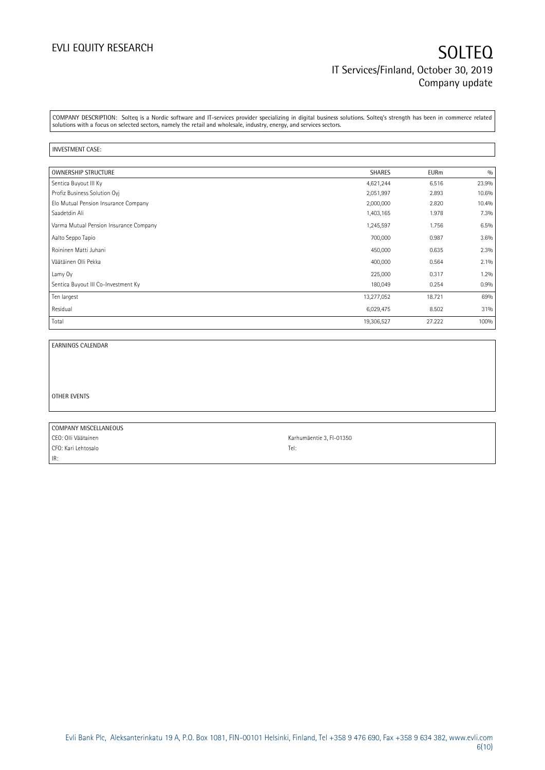COMPANY DESCRIPTION: Solteq is a Nordic software and IT-services provider specializing in digital business solutions. Solteq's strength has been in commerce related solutions with a focus on selected sectors, namely the retail and wholesale, industry, energy, and services sectors.

INVESTMENT CASE:

| OWNERSHIP STRUCTURE | SHARES | EURm | % |
|---|---|---|---|
| Sentica Buyout III Ky | 4,621,244 | 6.516 | 23.9% |
| Profiz Business Solution Oyj | 2,051,997 | 2.893 | 10.6% |
| Elo Mutual Pension Insurance Company | 2,000,000 | 2.820 | 10.4% |
| Saadetdin Ali | 1,403,165 | 1.978 | 7.3% |
| Varma Mutual Pension Insurance Company | 1,245,597 | 1.756 | 6.5% |
| Aalto Seppo Tapio | 700,000 | 0.987 | 3.6% |
| Roininen Matti Juhani | 450,000 | 0.635 | 2.3% |
| Väätäinen Olli Pekka | 400,000 | 0.564 | 2.1% |
| Lamy Oy | 225,000 | 0.317 | 1.2% |
| Sentica Buyout III Co-Investment Ky | 180,049 | 0.254 | 0.9% |
| Ten largest | 13,277,052 | 18.721 | 69% |
| Residual | 6,029,475 | 8.502 | 31% |
| Total | 19,306,527 | 27.222 | 100% |

EARNINGS CALENDAR

OTHER EVENTS

| COMPANY MISCELLANEOUS | |
|---|---|
| CEO: Olli Väätainen | Karhumäentie 3, FI-01350 |
| CFO: Kari Lehtosalo | Tel: |
| IR: | |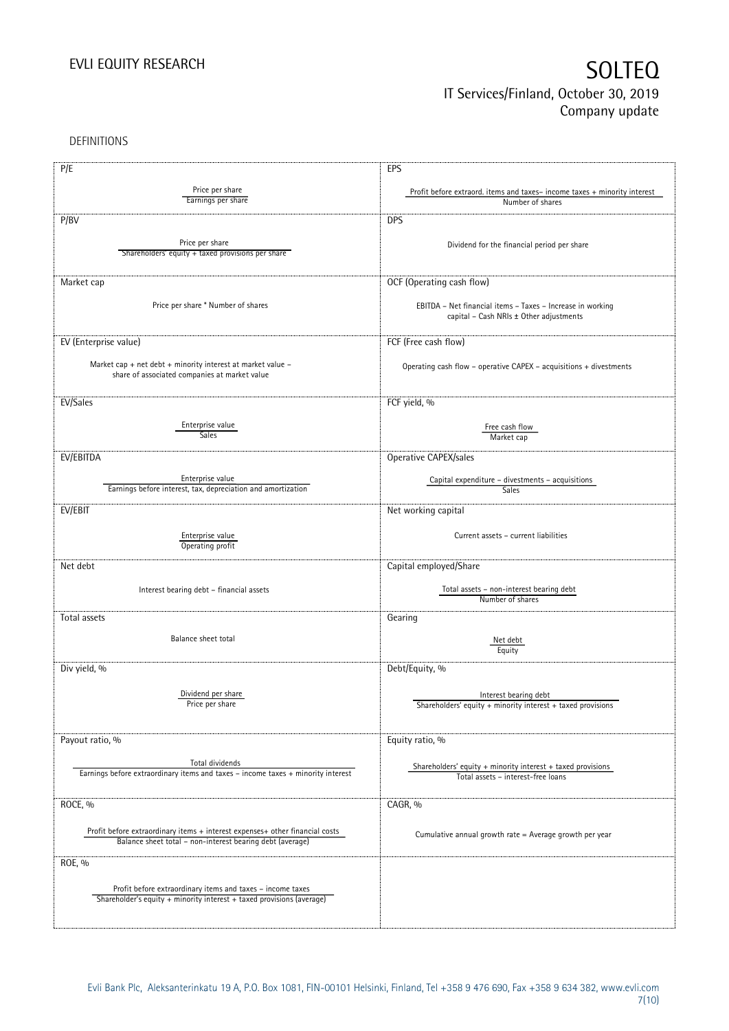DEFINITIONS

| P/E | EPS |
|---|---|
| Price per share / Earnings per share | Profit before extraord. items and taxes– income taxes + minority interest / Number of shares |
| **P/BV** | **DPS** |
| Price per share / Shareholders' equity + taxed provisions per share | Dividend for the financial period per share |
| **Market cap** | **OCF (Operating cash flow)** |
| Price per share * Number of shares | EBITDA – Net financial items – Taxes – Increase in working capital – Cash NRIs ± Other adjustments |
| **EV (Enterprise value)** | **FCF (Free cash flow)** |
| Market cap + net debt + minority interest at market value – share of associated companies at market value | Operating cash flow – operative CAPEX – acquisitions + divestments |
| **EV/Sales** | **FCF yield, %** |
| Enterprise value / Sales | Free cash flow / Market cap |
| **EV/EBITDA** | **Operative CAPEX/sales** |
| Enterprise value / Earnings before interest, tax, depreciation and amortization | Capital expenditure – divestments – acquisitions / Sales |
| **EV/EBIT** | **Net working capital** |
| Enterprise value / Operating profit | Current assets – current liabilities |
| **Net debt** | **Capital employed/Share** |
| Interest bearing debt – financial assets | Total assets – non-interest bearing debt / Number of shares |
| **Total assets** | **Gearing** |
| Balance sheet total | Net debt / Equity |
| **Div yield, %** | **Debt/Equity, %** |
| Dividend per share / Price per share | Interest bearing debt / Shareholders' equity + minority interest + taxed provisions |
| **Payout ratio, %** | **Equity ratio, %** |
| Total dividends / Earnings before extraordinary items and taxes – income taxes + minority interest | Shareholders' equity + minority interest + taxed provisions / Total assets – interest-free loans |
| **ROCE, %** | **CAGR, %** |
| Profit before extraordinary items + interest expenses+ other financial costs / Balance sheet total – non-interest bearing debt (average) | Cumulative annual growth rate = Average growth per year |
| **ROE, %** | |
| Profit before extraordinary items and taxes – income taxes / Shareholder's equity + minority interest + taxed provisions (average) | |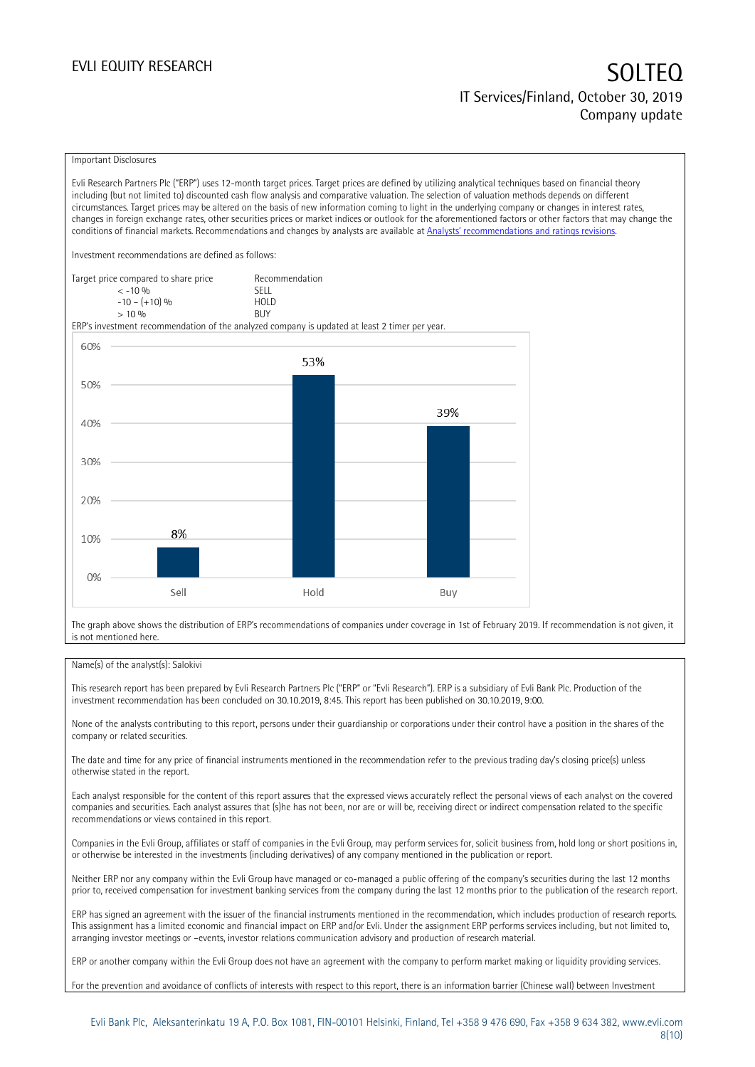Important Disclosures

Evli Research Partners Plc ("ERP") uses 12-month target prices. Target prices are defined by utilizing analytical techniques based on financial theory including (but not limited to) discounted cash flow analysis and comparative valuation. The selection of valuation methods depends on different circumstances. Target prices may be altered on the basis of new information coming to light in the underlying company or changes in interest rates, changes in foreign exchange rates, other securities prices or market indices or outlook for the aforementioned factors or other factors that may change the conditions of financial markets. Recommendations and changes by analysts are available at [Analysts' recommendations and ratings revisions](Analysts' recommendations and ratings revisions).

Investment recommendations are defined as follows:

| Target price compared to share price | Recommendation |
|---|---|
| < -10 % | SELL |
| -10 – (+10) % | HOLD |
| > 10 % | BUY |

ERP's investment recommendation of the analyzed company is updated at least 2 timer per year.

| | Sell | Hold | Buy |
|---|---|---|---|
| Share | 8% | 53% | 39% |

The graph above shows the distribution of ERP's recommendations of companies under coverage in 1st of February 2019. If recommendation is not given, it is not mentioned here.

Name(s) of the analyst(s): Salokivi

This research report has been prepared by Evli Research Partners Plc ("ERP" or "Evli Research"). ERP is a subsidiary of Evli Bank Plc. Production of the investment recommendation has been concluded on 30.10.2019, 8:45. This report has been published on 30.10.2019, 9:00.

None of the analysts contributing to this report, persons under their guardianship or corporations under their control have a position in the shares of the company or related securities.

The date and time for any price of financial instruments mentioned in the recommendation refer to the previous trading day's closing price(s) unless otherwise stated in the report.

Each analyst responsible for the content of this report assures that the expressed views accurately reflect the personal views of each analyst on the covered companies and securities. Each analyst assures that (s)he has not been, nor are or will be, receiving direct or indirect compensation related to the specific recommendations or views contained in this report.

Companies in the Evli Group, affiliates or staff of companies in the Evli Group, may perform services for, solicit business from, hold long or short positions in, or otherwise be interested in the investments (including derivatives) of any company mentioned in the publication or report.

Neither ERP nor any company within the Evli Group have managed or co-managed a public offering of the company's securities during the last 12 months prior to, received compensation for investment banking services from the company during the last 12 months prior to the publication of the research report.

ERP has signed an agreement with the issuer of the financial instruments mentioned in the recommendation, which includes production of research reports. This assignment has a limited economic and financial impact on ERP and/or Evli. Under the assignment ERP performs services including, but not limited to, arranging investor meetings or –events, investor relations communication advisory and production of research material.

ERP or another company within the Evli Group does not have an agreement with the company to perform market making or liquidity providing services.

For the prevention and avoidance of conflicts of interests with respect to this report, there is an information barrier (Chinese wall) between Investment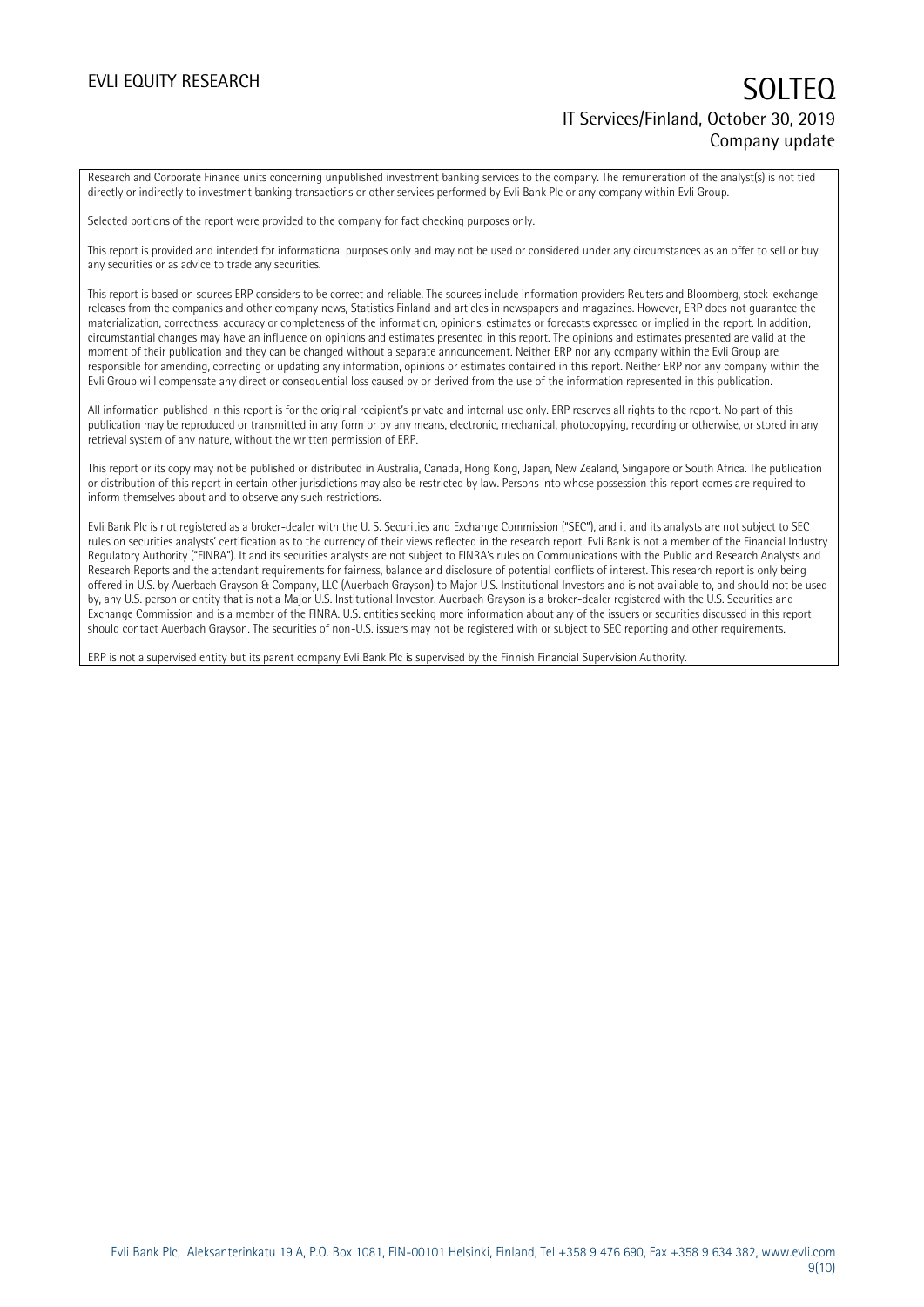Research and Corporate Finance units concerning unpublished investment banking services to the company. The remuneration of the analyst(s) is not tied directly or indirectly to investment banking transactions or other services performed by Evli Bank Plc or any company within Evli Group.

Selected portions of the report were provided to the company for fact checking purposes only.

This report is provided and intended for informational purposes only and may not be used or considered under any circumstances as an offer to sell or buy any securities or as advice to trade any securities.

This report is based on sources ERP considers to be correct and reliable. The sources include information providers Reuters and Bloomberg, stock-exchange releases from the companies and other company news, Statistics Finland and articles in newspapers and magazines. However, ERP does not guarantee the materialization, correctness, accuracy or completeness of the information, opinions, estimates or forecasts expressed or implied in the report. In addition, circumstantial changes may have an influence on opinions and estimates presented in this report. The opinions and estimates presented are valid at the moment of their publication and they can be changed without a separate announcement. Neither ERP nor any company within the Evli Group are responsible for amending, correcting or updating any information, opinions or estimates contained in this report. Neither ERP nor any company within the Evli Group will compensate any direct or consequential loss caused by or derived from the use of the information represented in this publication.

All information published in this report is for the original recipient's private and internal use only. ERP reserves all rights to the report. No part of this publication may be reproduced or transmitted in any form or by any means, electronic, mechanical, photocopying, recording or otherwise, or stored in any retrieval system of any nature, without the written permission of ERP.

This report or its copy may not be published or distributed in Australia, Canada, Hong Kong, Japan, New Zealand, Singapore or South Africa. The publication or distribution of this report in certain other jurisdictions may also be restricted by law. Persons into whose possession this report comes are required to inform themselves about and to observe any such restrictions.

Evli Bank Plc is not registered as a broker-dealer with the U. S. Securities and Exchange Commission ("SEC"), and it and its analysts are not subject to SEC rules on securities analysts' certification as to the currency of their views reflected in the research report. Evli Bank is not a member of the Financial Industry Regulatory Authority ("FINRA"). It and its securities analysts are not subject to FINRA's rules on Communications with the Public and Research Analysts and Research Reports and the attendant requirements for fairness, balance and disclosure of potential conflicts of interest. This research report is only being offered in U.S. by Auerbach Grayson & Company, LLC (Auerbach Grayson) to Major U.S. Institutional Investors and is not available to, and should not be used by, any U.S. person or entity that is not a Major U.S. Institutional Investor. Auerbach Grayson is a broker-dealer registered with the U.S. Securities and Exchange Commission and is a member of the FINRA. U.S. entities seeking more information about any of the issuers or securities discussed in this report should contact Auerbach Grayson. The securities of non-U.S. issuers may not be registered with or subject to SEC reporting and other requirements.

ERP is not a supervised entity but its parent company Evli Bank Plc is supervised by the Finnish Financial Supervision Authority.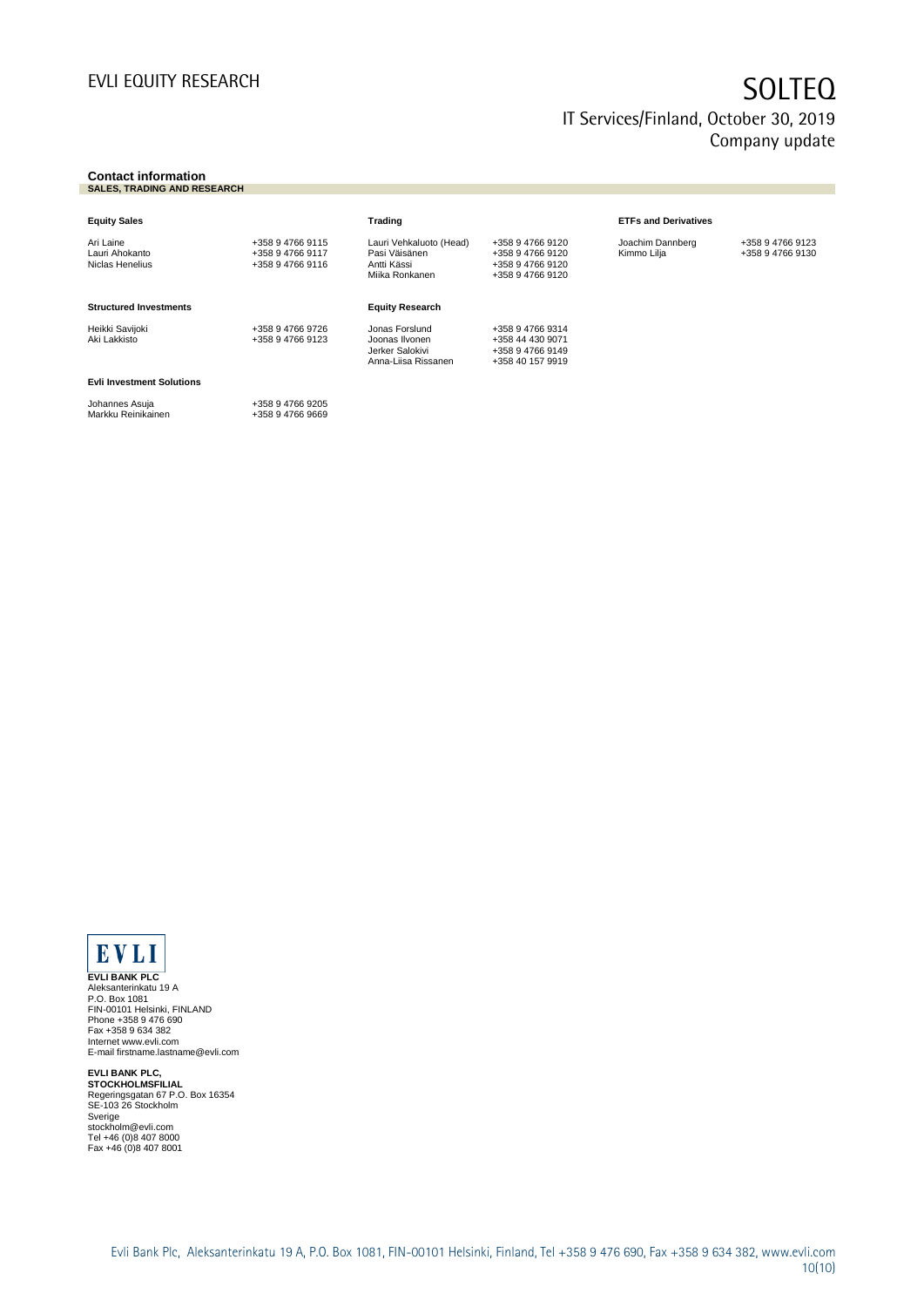## Contact information

**SALES, TRADING AND RESEARCH**

| | | | | | |
|---|---|---|---|---|---|
| **Equity Sales** | | **Trading** | | **ETFs and Derivatives** | |
| Ari Laine | +358 9 4766 9115 | Lauri Vehkaluoto (Head) | +358 9 4766 9120 | Joachim Dannberg | +358 9 4766 9123 |
| Lauri Ahokanto | +358 9 4766 9117 | Pasi Väisänen | +358 9 4766 9120 | Kimmo Lilja | +358 9 4766 9130 |
| Niclas Henelius | +358 9 4766 9116 | Antti Kässi | +358 9 4766 9120 | | |
| | | Miika Ronkanen | +358 9 4766 9120 | | |
| **Structured Investments** | | **Equity Research** | | | |
| Heikki Savijoki | +358 9 4766 9726 | Jonas Forslund | +358 9 4766 9314 | | |
| Aki Lakkisto | +358 9 4766 9123 | Joonas Ilvonen | +358 44 430 9071 | | |
| | | Jerker Salokivi | +358 9 4766 9149 | | |
| | | Anna-Liisa Rissanen | +358 40 157 9919 | | |
| **Evli Investment Solutions** | | | | | |
| Johannes Asuja | +358 9 4766 9205 | | | | |
| Markku Reinikainen | +358 9 4766 9669 | | | | |

EVLI

**EVLI BANK PLC**
Aleksanterinkatu 19 A
P.O. Box 1081
FIN-00101 Helsinki, FINLAND
Phone +358 9 476 690
Fax +358 9 634 382
Internet www.evli.com
E-mail firstname.lastname@evli.com

**EVLI BANK PLC, STOCKHOLMSFILIAL**
Regeringsgatan 67 P.O. Box 16354
SE-103 26 Stockholm
Sverige
stockholm@evli.com
Tel +46 (0)8 407 8000
Fax +46 (0)8 407 8001